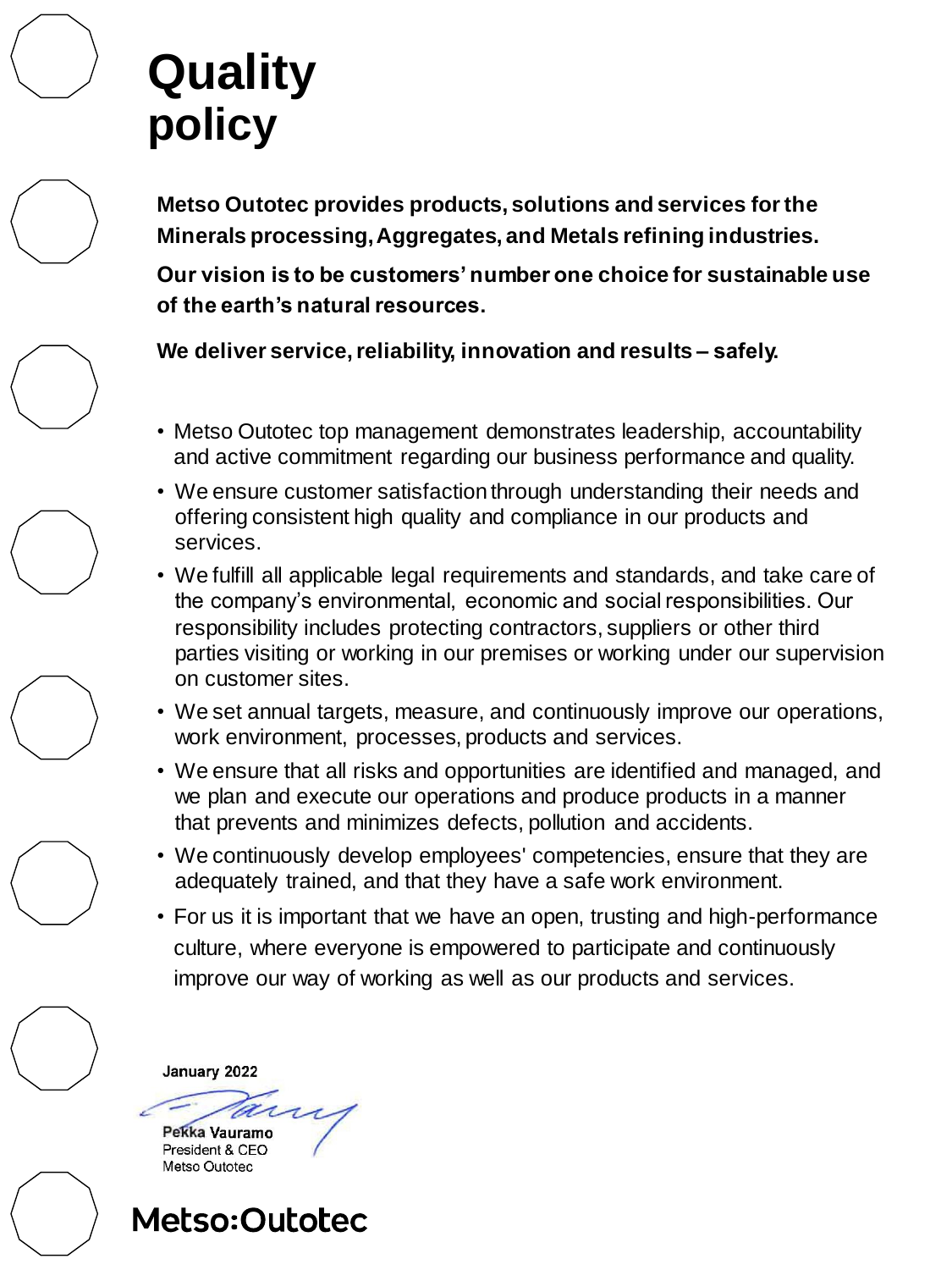# Quality policy

**Metso Outotec provides products, solutions and services for the Minerals processing, Aggregates, and Metals refining industries.**

**Our vision is to be customers' number one choice for sustainable use of the earth's natural resources.**

**We deliver service, reliability, innovation and results – safely.**

- Metso Outotec top management demonstrates leadership, accountability and active commitment regarding our business performance and quality.
- We ensure customer satisfaction through understanding their needs and offering consistent high quality and compliance in our products and services.
- We fulfill all applicable legal requirements and standards, and take care of the company's environmental, economic and social responsibilities. Our responsibility includes protecting contractors, suppliers or other third parties visiting or working in our premises or working under our supervision on customer sites.
- We set annual targets, measure, and continuously improve our operations, work environment, processes, products and services.
- We ensure that all risks and opportunities are identified and managed, and we plan and execute our operations and produce products in a manner that prevents and minimizes defects, pollution and accidents.
- We continuously develop employees' competencies, ensure that they are adequately trained, and that they have a safe work environment.
- For us it is important that we have an open, trusting and high-performance culture, where everyone is empowered to participate and continuously improve our way of working as well as our products and services.

**January 2022**

**Pekka Vauramo**
President & CEO
Metso Outotec

**Metso:Outotec**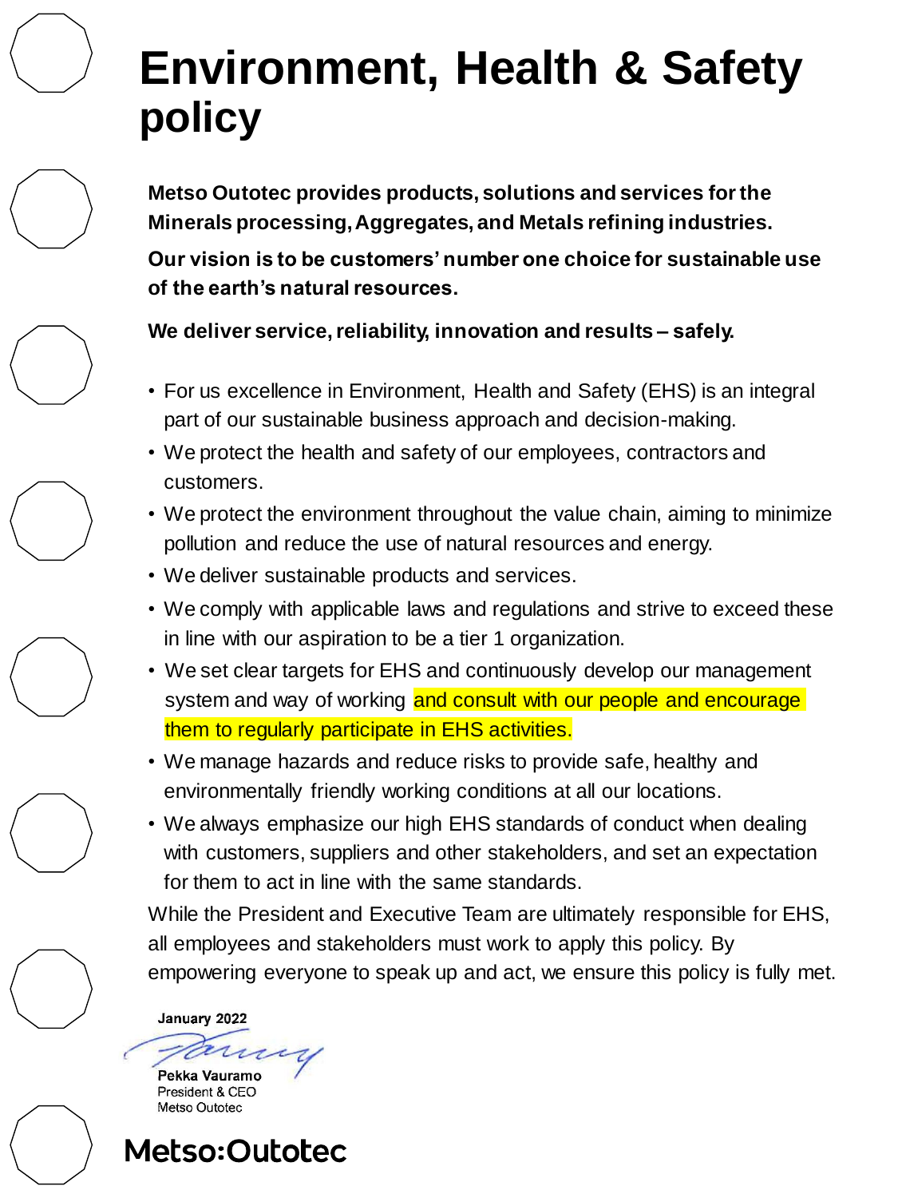# Environment, Health & Safety policy

**Metso Outotec provides products, solutions and services for the Minerals processing, Aggregates, and Metals refining industries.**

**Our vision is to be customers' number one choice for sustainable use of the earth's natural resources.**

**We deliver service, reliability, innovation and results – safely.**

- For us excellence in Environment, Health and Safety (EHS) is an integral part of our sustainable business approach and decision-making.
- We protect the health and safety of our employees, contractors and customers.
- We protect the environment throughout the value chain, aiming to minimize pollution and reduce the use of natural resources and energy.
- We deliver sustainable products and services.
- We comply with applicable laws and regulations and strive to exceed these in line with our aspiration to be a tier 1 organization.
- We set clear targets for EHS and continuously develop our management system and way of working and consult with our people and encourage them to regularly participate in EHS activities.
- We manage hazards and reduce risks to provide safe, healthy and environmentally friendly working conditions at all our locations.
- We always emphasize our high EHS standards of conduct when dealing with customers, suppliers and other stakeholders, and set an expectation for them to act in line with the same standards.

While the President and Executive Team are ultimately responsible for EHS, all employees and stakeholders must work to apply this policy. By empowering everyone to speak up and act, we ensure this policy is fully met.

January 2022

**Pekka Vauramo**
President & CEO
Metso Outotec

Metso:Outotec